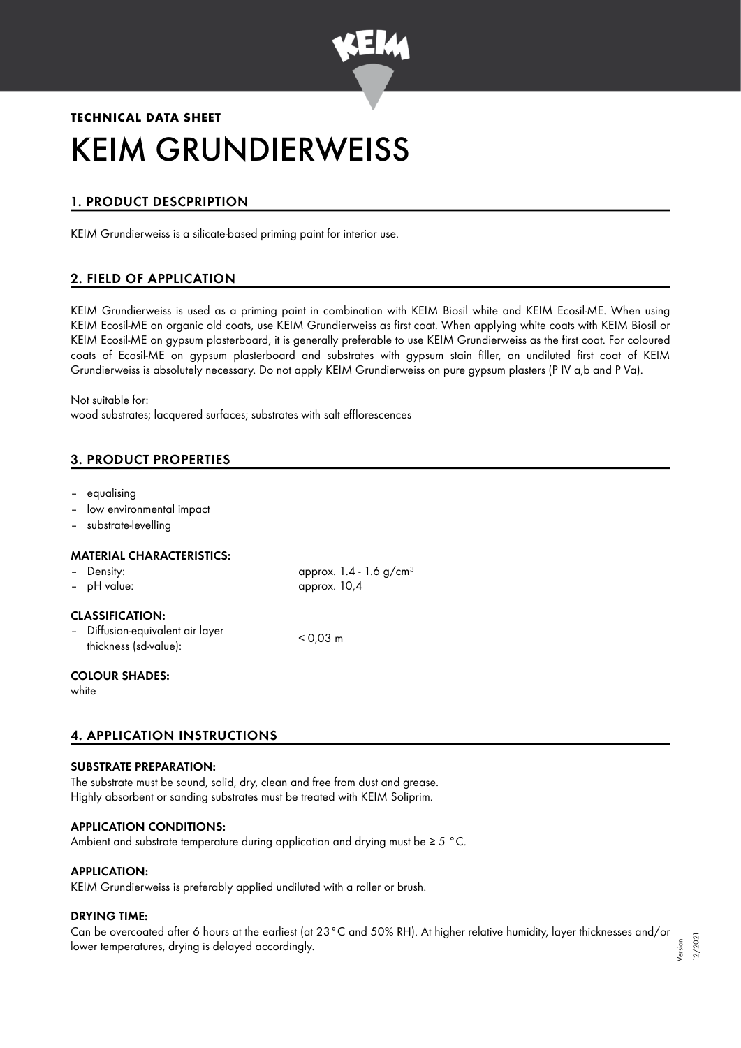**TECHNICAL DATA SHEET**

# KEIM GRUNDIERWEISS

## 1. PRODUCT DESCPRIPTION

KEIM Grundierweiss is a silicate-based priming paint for interior use.

## 2. FIELD OF APPLICATION

KEIM Grundierweiss is used as a priming paint in combination with KEIM Biosil white and KEIM Ecosil-ME. When using KEIM Ecosil-ME on organic old coats, use KEIM Grundierweiss as first coat. When applying white coats with KEIM Biosil or KEIM Ecosil-ME on gypsum plasterboard, it is generally preferable to use KEIM Grundierweiss as the first coat. For coloured coats of Ecosil-ME on gypsum plasterboard and substrates with gypsum stain filler, an undiluted first coat of KEIM Grundierweiss is absolutely necessary. Do not apply KEIM Grundierweiss on pure gypsum plasters (P IV a,b and P Va).

Not suitable for:
wood substrates; lacquered surfaces; substrates with salt efflorescences

## 3. PRODUCT PROPERTIES

- equalising
- low environmental impact
- substrate-levelling

### MATERIAL CHARACTERISTICS:

| | |
|---|---|
| – Density: | approx. 1.4 - 1.6 g/cm³ |
| – pH value: | approx. 10,4 |

### CLASSIFICATION:

| | |
|---|---|
| – Diffusion-equivalent air layer thickness (sd-value): | < 0,03 m |

### COLOUR SHADES:

white

## 4. APPLICATION INSTRUCTIONS

### SUBSTRATE PREPARATION:

The substrate must be sound, solid, dry, clean and free from dust and grease.
Highly absorbent or sanding substrates must be treated with KEIM Soliprim.

### APPLICATION CONDITIONS:

Ambient and substrate temperature during application and drying must be ≥ 5 °C.

### APPLICATION:

KEIM Grundierweiss is preferably applied undiluted with a roller or brush.

### DRYING TIME:

Can be overcoated after 6 hours at the earliest (at 23°C and 50% RH). At higher relative humidity, layer thicknesses and/or lower temperatures, drying is delayed accordingly.

Version 12/2021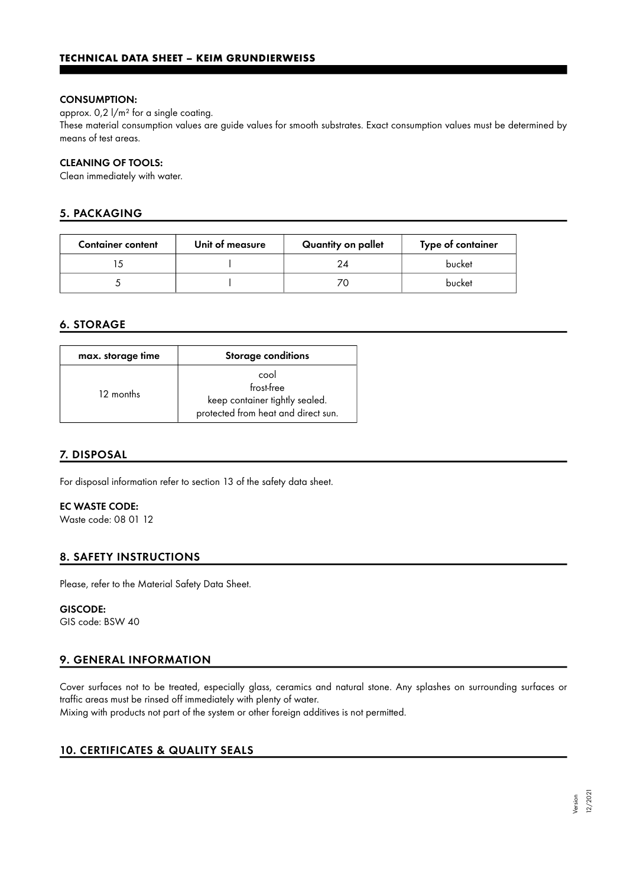#### CONSUMPTION:

approx. 0,2 l/m² for a single coating.
These material consumption values are guide values for smooth substrates. Exact consumption values must be determined by means of test areas.

#### CLEANING OF TOOLS:

Clean immediately with water.

## 5. PACKAGING

| Container content | Unit of measure | Quantity on pallet | Type of container |
| --- | --- | --- | --- |
| 15 | l | 24 | bucket |
| 5 | l | 70 | bucket |

## 6. STORAGE

| max. storage time | Storage conditions |
| --- | --- |
| 12 months | cool<br>frost-free<br>keep container tightly sealed.<br>protected from heat and direct sun. |

## 7. DISPOSAL

For disposal information refer to section 13 of the safety data sheet.

#### EC WASTE CODE:

Waste code: 08 01 12

## 8. SAFETY INSTRUCTIONS

Please, refer to the Material Safety Data Sheet.

#### GISCODE:

GIS code: BSW 40

## 9. GENERAL INFORMATION

Cover surfaces not to be treated, especially glass, ceramics and natural stone. Any splashes on surrounding surfaces or traffic areas must be rinsed off immediately with plenty of water.
Mixing with products not part of the system or other foreign additives is not permitted.

## 10. CERTIFICATES & QUALITY SEALS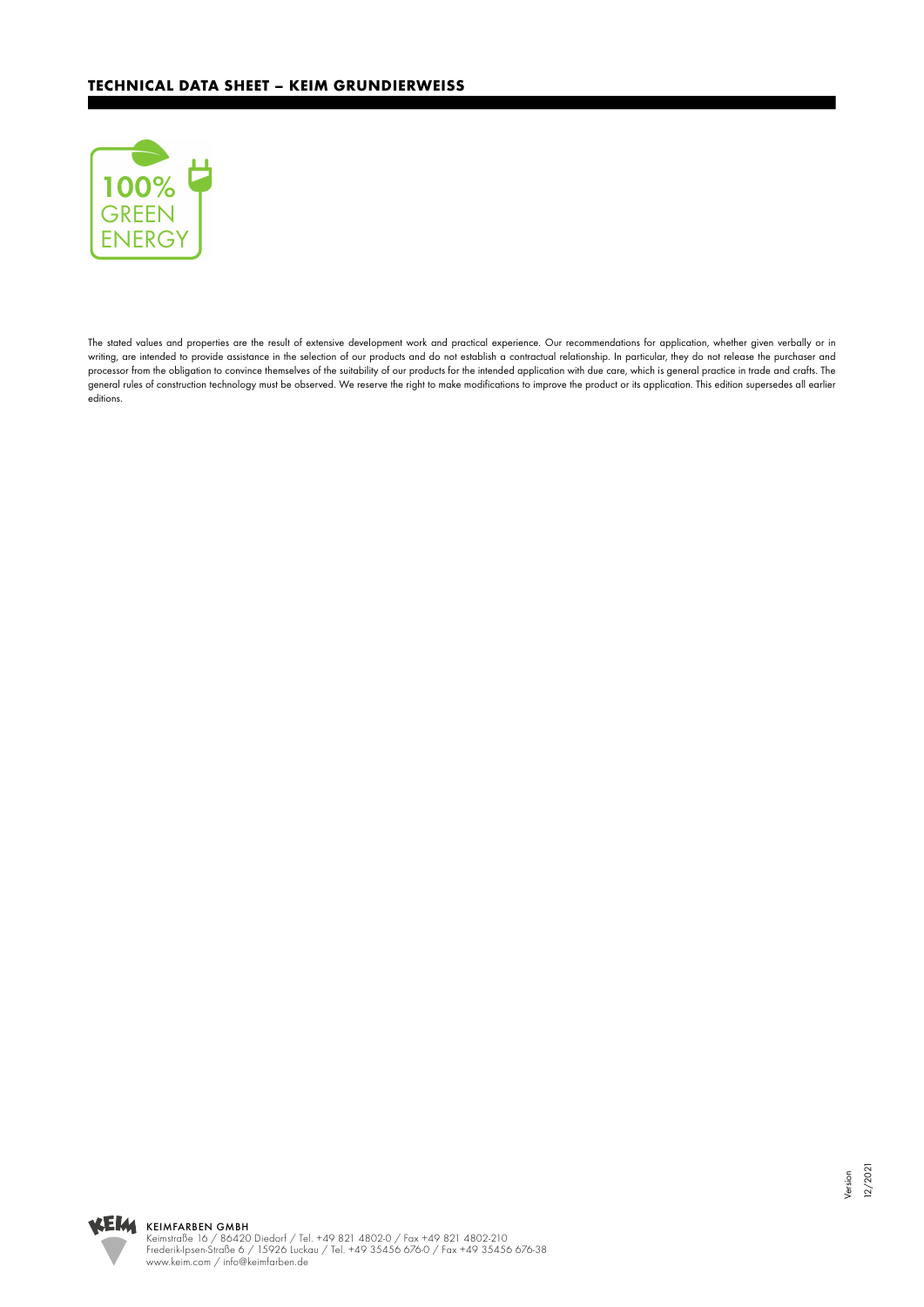100%
GREEN
ENERGY

The stated values and properties are the result of extensive development work and practical experience. Our recommendations for application, whether given verbally or in writing, are intended to provide assistance in the selection of our products and do not establish a contractual relationship. In particular, they do not release the purchaser and processor from the obligation to convince themselves of the suitability of our products for the intended application with due care, which is general practice in trade and crafts. The general rules of construction technology must be observed. We reserve the right to make modifications to improve the product or its application. This edition supersedes all earlier editions.

KEIMFARBEN GMBH
Keimstraße 16 / 86420 Diedorf / Tel. +49 821 4802-0 / Fax +49 821 4802-210
Frederik-Ipsen-Straße 6 / 15926 Luckau / Tel. +49 35456 676-0 / Fax +49 35456 676-38
www.keim.com / info@keimfarben.de

Version 12/2021